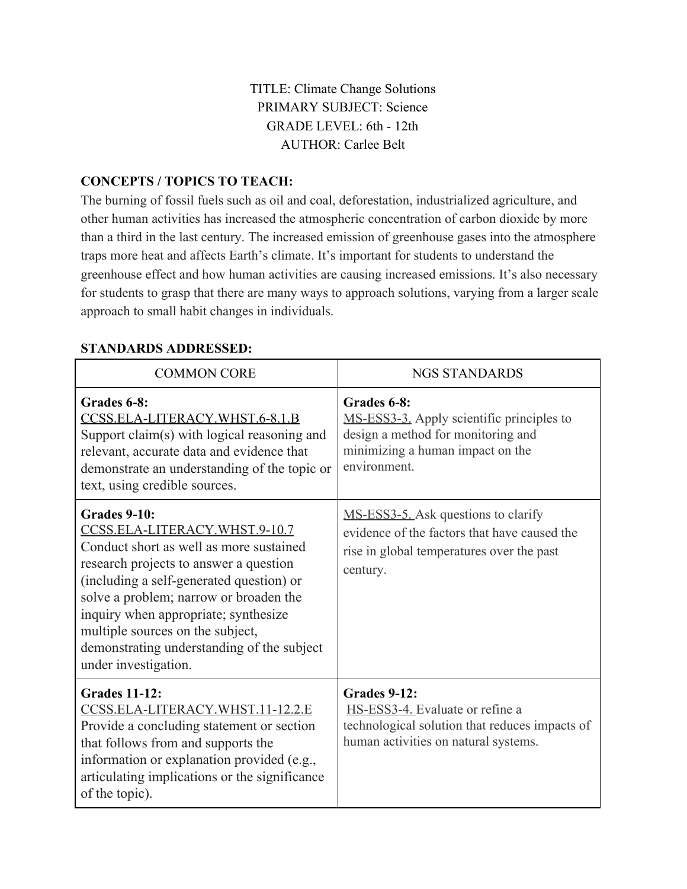TITLE: Climate Change Solutions
PRIMARY SUBJECT: Science
GRADE LEVEL: 6th - 12th
AUTHOR: Carlee Belt

## CONCEPTS / TOPICS TO TEACH:

The burning of fossil fuels such as oil and coal, deforestation, industrialized agriculture, and other human activities has increased the atmospheric concentration of carbon dioxide by more than a third in the last century. The increased emission of greenhouse gases into the atmosphere traps more heat and affects Earth's climate. It's important for students to understand the greenhouse effect and how human activities are causing increased emissions. It's also necessary for students to grasp that there are many ways to approach solutions, varying from a larger scale approach to small habit changes in individuals.

## STANDARDS ADDRESSED:

| COMMON CORE | NGS STANDARDS |
|---|---|
| **Grades 6-8:** CCSS.ELA-LITERACY.WHST.6-8.1.B Support claim(s) with logical reasoning and relevant, accurate data and evidence that demonstrate an understanding of the topic or text, using credible sources. | **Grades 6-8:** MS-ESS3-3. Apply scientific principles to design a method for monitoring and minimizing a human impact on the environment. |
| **Grades 9-10:** CCSS.ELA-LITERACY.WHST.9-10.7 Conduct short as well as more sustained research projects to answer a question (including a self-generated question) or solve a problem; narrow or broaden the inquiry when appropriate; synthesize multiple sources on the subject, demonstrating understanding of the subject under investigation. | MS-ESS3-5. Ask questions to clarify evidence of the factors that have caused the rise in global temperatures over the past century. |
| **Grades 11-12:** CCSS.ELA-LITERACY.WHST.11-12.2.E Provide a concluding statement or section that follows from and supports the information or explanation provided (e.g., articulating implications or the significance of the topic). | **Grades 9-12:** HS-ESS3-4. Evaluate or refine a technological solution that reduces impacts of human activities on natural systems. |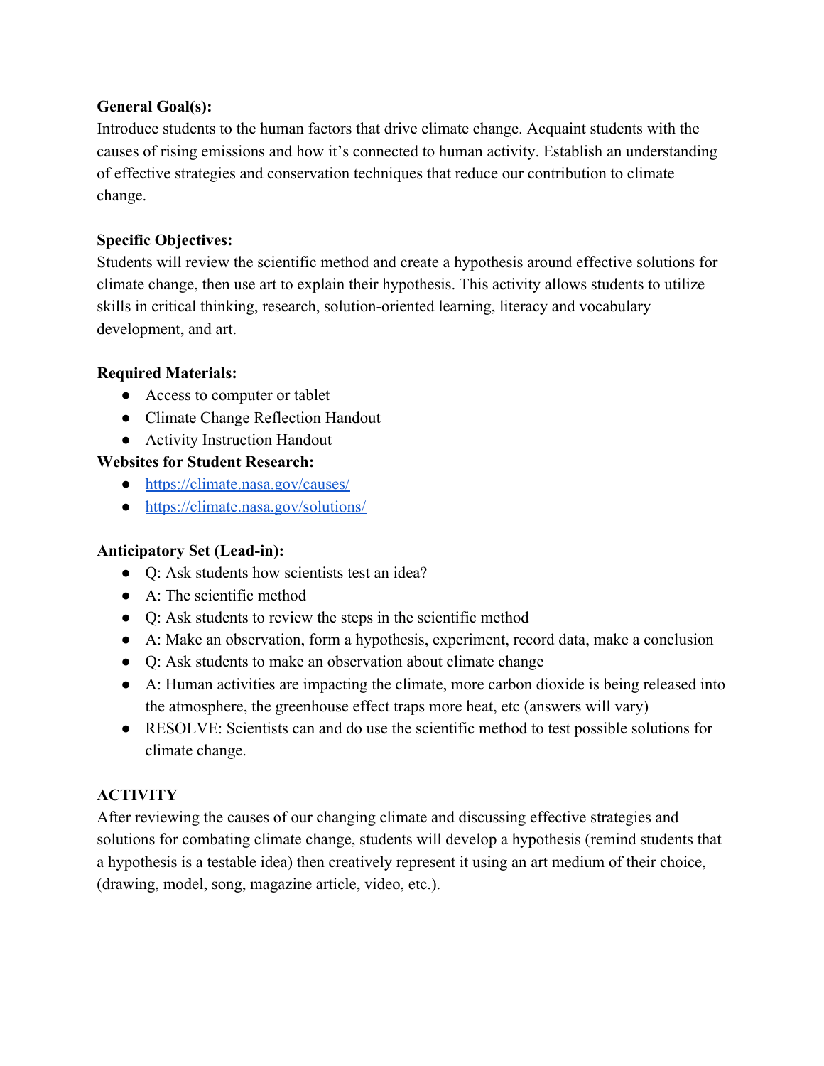**General Goal(s):**
Introduce students to the human factors that drive climate change. Acquaint students with the causes of rising emissions and how it's connected to human activity. Establish an understanding of effective strategies and conservation techniques that reduce our contribution to climate change.

**Specific Objectives:**
Students will review the scientific method and create a hypothesis around effective solutions for climate change, then use art to explain their hypothesis. This activity allows students to utilize skills in critical thinking, research, solution-oriented learning, literacy and vocabulary development, and art.

**Required Materials:**

- Access to computer or tablet
- Climate Change Reflection Handout
- Activity Instruction Handout

**Websites for Student Research:**

- https://climate.nasa.gov/causes/
- https://climate.nasa.gov/solutions/

**Anticipatory Set (Lead-in):**

- Q: Ask students how scientists test an idea?
- A: The scientific method
- Q: Ask students to review the steps in the scientific method
- A: Make an observation, form a hypothesis, experiment, record data, make a conclusion
- Q: Ask students to make an observation about climate change
- A: Human activities are impacting the climate, more carbon dioxide is being released into the atmosphere, the greenhouse effect traps more heat, etc (answers will vary)
- RESOLVE: Scientists can and do use the scientific method to test possible solutions for climate change.

**ACTIVITY**

After reviewing the causes of our changing climate and discussing effective strategies and solutions for combating climate change, students will develop a hypothesis (remind students that a hypothesis is a testable idea) then creatively represent it using an art medium of their choice, (drawing, model, song, magazine article, video, etc.).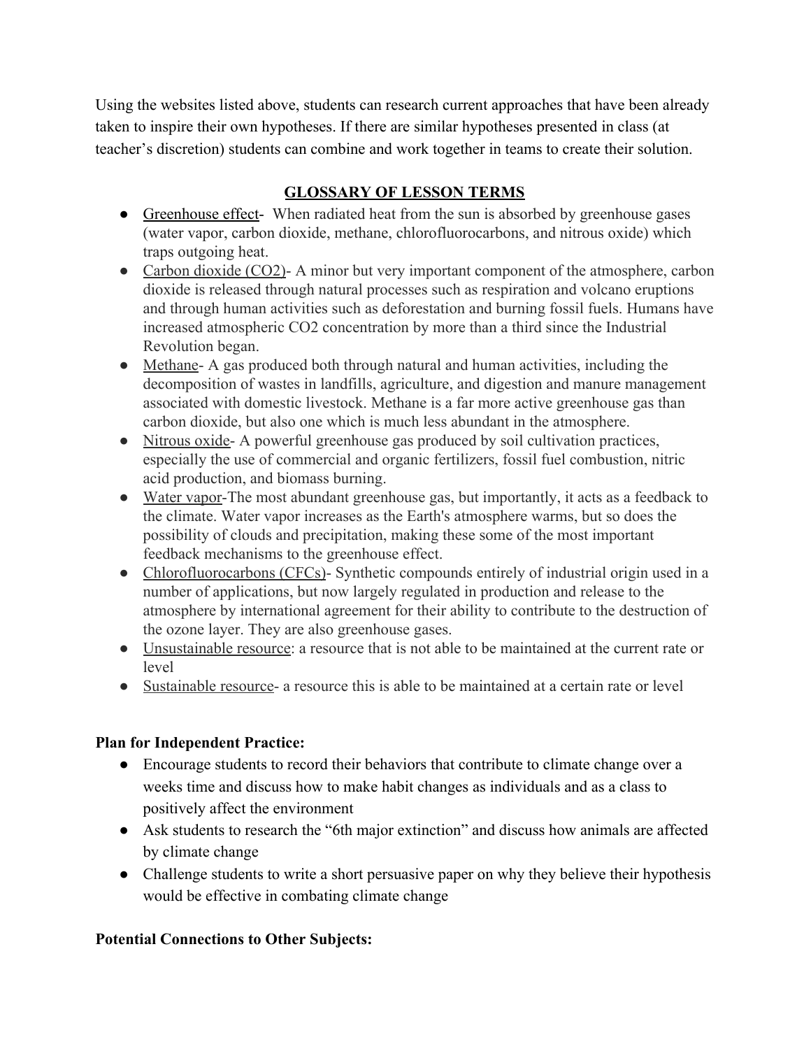Using the websites listed above, students can research current approaches that have been already taken to inspire their own hypotheses. If there are similar hypotheses presented in class (at teacher's discretion) students can combine and work together in teams to create their solution.

## GLOSSARY OF LESSON TERMS

- Greenhouse effect- When radiated heat from the sun is absorbed by greenhouse gases (water vapor, carbon dioxide, methane, chlorofluorocarbons, and nitrous oxide) which traps outgoing heat.
- Carbon dioxide ($CO_2$)- A minor but very important component of the atmosphere, carbon dioxide is released through natural processes such as respiration and volcano eruptions and through human activities such as deforestation and burning fossil fuels. Humans have increased atmospheric $CO_2$ concentration by more than a third since the Industrial Revolution began.
- Methane- A gas produced both through natural and human activities, including the decomposition of wastes in landfills, agriculture, and digestion and manure management associated with domestic livestock. Methane is a far more active greenhouse gas than carbon dioxide, but also one which is much less abundant in the atmosphere.
- Nitrous oxide- A powerful greenhouse gas produced by soil cultivation practices, especially the use of commercial and organic fertilizers, fossil fuel combustion, nitric acid production, and biomass burning.
- Water vapor-The most abundant greenhouse gas, but importantly, it acts as a feedback to the climate. Water vapor increases as the Earth's atmosphere warms, but so does the possibility of clouds and precipitation, making these some of the most important feedback mechanisms to the greenhouse effect.
- Chlorofluorocarbons (CFCs)- Synthetic compounds entirely of industrial origin used in a number of applications, but now largely regulated in production and release to the atmosphere by international agreement for their ability to contribute to the destruction of the ozone layer. They are also greenhouse gases.
- Unsustainable resource: a resource that is not able to be maintained at the current rate or level
- Sustainable resource- a resource this is able to be maintained at a certain rate or level

**Plan for Independent Practice:**

- Encourage students to record their behaviors that contribute to climate change over a weeks time and discuss how to make habit changes as individuals and as a class to positively affect the environment
- Ask students to research the "6th major extinction" and discuss how animals are affected by climate change
- Challenge students to write a short persuasive paper on why they believe their hypothesis would be effective in combating climate change

**Potential Connections to Other Subjects:**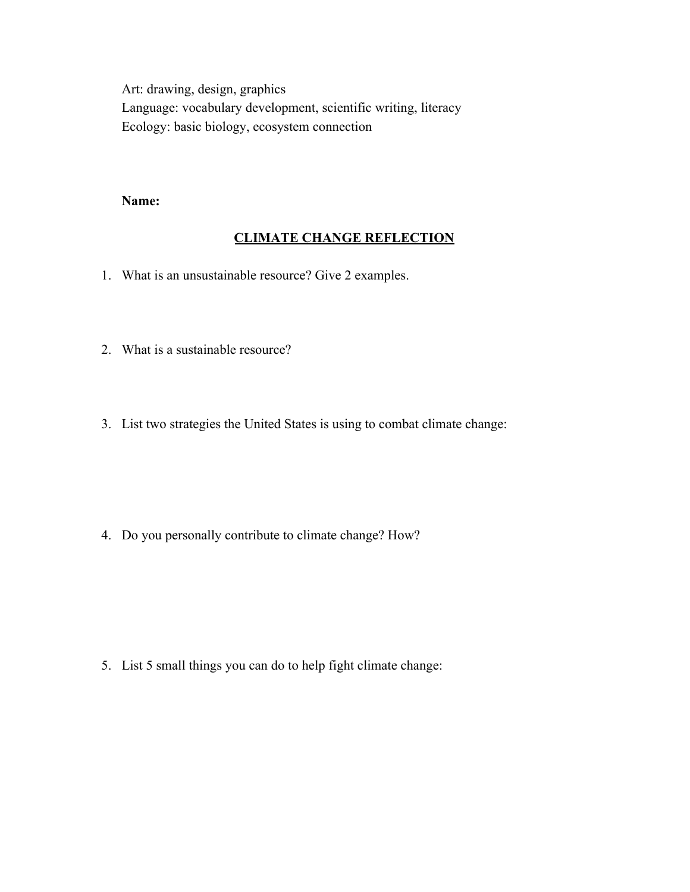Art: drawing, design, graphics
Language: vocabulary development, scientific writing, literacy
Ecology: basic biology, ecosystem connection

**Name:**

## <u>CLIMATE CHANGE REFLECTION</u>

1. What is an unsustainable resource? Give 2 examples.

2. What is a sustainable resource?

3. List two strategies the United States is using to combat climate change:

4. Do you personally contribute to climate change? How?

5. List 5 small things you can do to help fight climate change: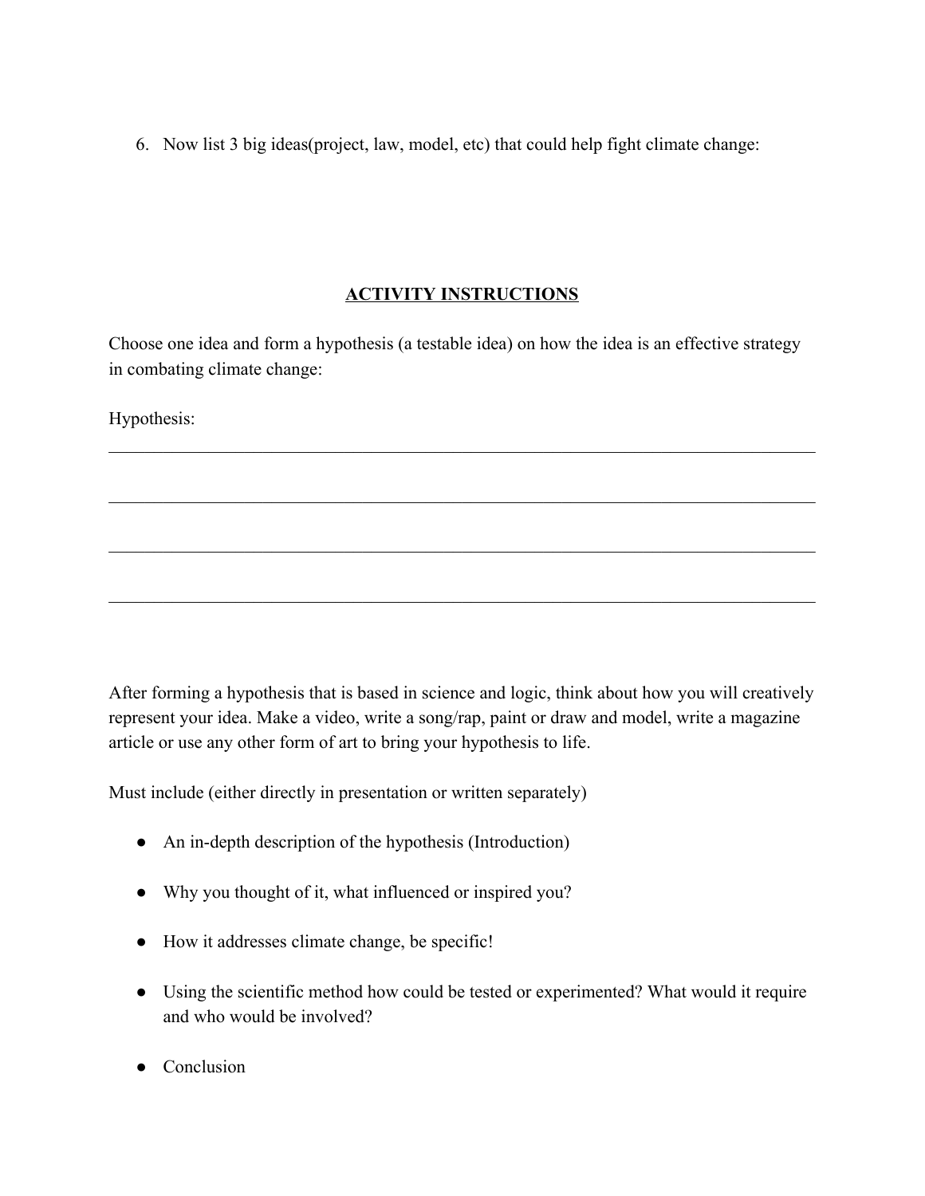6. Now list 3 big ideas(project, law, model, etc) that could help fight climate change:

## ACTIVITY INSTRUCTIONS

Choose one idea and form a hypothesis (a testable idea) on how the idea is an effective strategy in combating climate change:

Hypothesis:
_______________________________________________________________________________

_______________________________________________________________________________

_______________________________________________________________________________

_______________________________________________________________________________

After forming a hypothesis that is based in science and logic, think about how you will creatively represent your idea. Make a video, write a song/rap, paint or draw and model, write a magazine article or use any other form of art to bring your hypothesis to life.

Must include (either directly in presentation or written separately)

- An in-depth description of the hypothesis (Introduction)
- Why you thought of it, what influenced or inspired you?
- How it addresses climate change, be specific!
- Using the scientific method how could be tested or experimented? What would it require and who would be involved?
- Conclusion